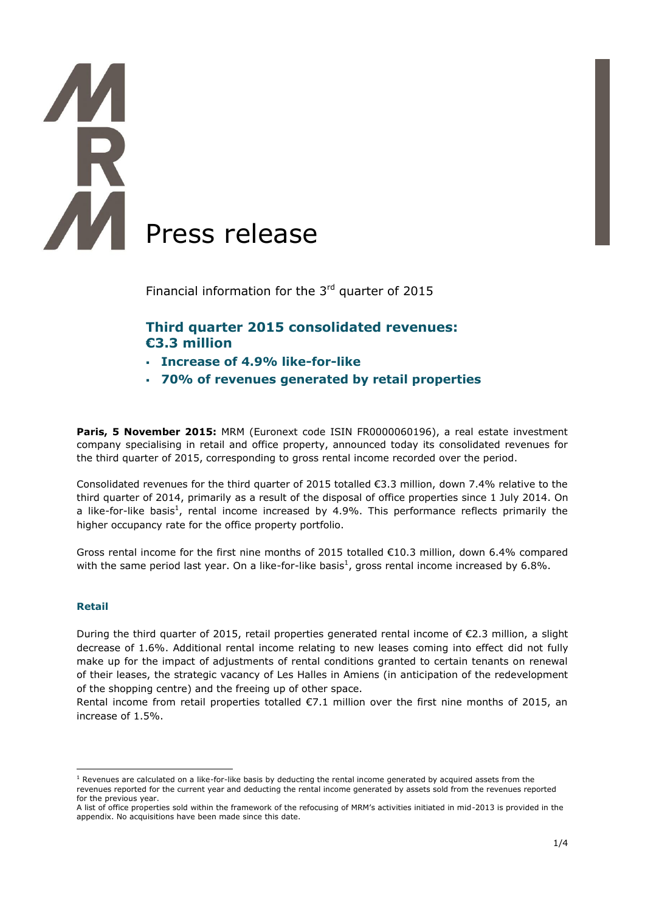# Press release

Financial information for the 3rd quarter of 2015

## Third quarter 2015 consolidated revenues: €3.3 million

- **Increase of 4.9% like-for-like**
- **70% of revenues generated by retail properties**

**Paris, 5 November 2015:** MRM (Euronext code ISIN FR0000060196), a real estate investment company specialising in retail and office property, announced today its consolidated revenues for the third quarter of 2015, corresponding to gross rental income recorded over the period.

Consolidated revenues for the third quarter of 2015 totalled €3.3 million, down 7.4% relative to the third quarter of 2014, primarily as a result of the disposal of office properties since 1 July 2014. On a like-for-like basis[1], rental income increased by 4.9%. This performance reflects primarily the higher occupancy rate for the office property portfolio.

Gross rental income for the first nine months of 2015 totalled €10.3 million, down 6.4% compared with the same period last year. On a like-for-like basis[1], gross rental income increased by 6.8%.

### Retail

During the third quarter of 2015, retail properties generated rental income of €2.3 million, a slight decrease of 1.6%. Additional rental income relating to new leases coming into effect did not fully make up for the impact of adjustments of rental conditions granted to certain tenants on renewal of their leases, the strategic vacancy of Les Halles in Amiens (in anticipation of the redevelopment of the shopping centre) and the freeing up of other space.
Rental income from retail properties totalled €7.1 million over the first nine months of 2015, an increase of 1.5%.

---

[1] Revenues are calculated on a like-for-like basis by deducting the rental income generated by acquired assets from the revenues reported for the current year and deducting the rental income generated by assets sold from the revenues reported for the previous year.
A list of office properties sold within the framework of the refocusing of MRM's activities initiated in mid-2013 is provided in the appendix. No acquisitions have been made since this date.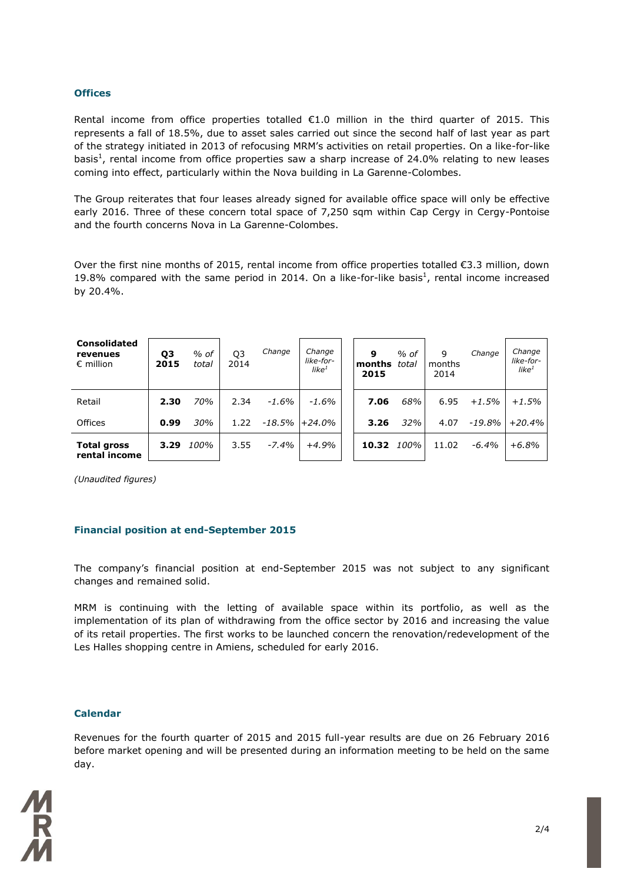### Offices

Rental income from office properties totalled €1.0 million in the third quarter of 2015. This represents a fall of 18.5%, due to asset sales carried out since the second half of last year as part of the strategy initiated in 2013 of refocusing MRM's activities on retail properties. On a like-for-like basis[1], rental income from office properties saw a sharp increase of 24.0% relating to new leases coming into effect, particularly within the Nova building in La Garenne-Colombes.

The Group reiterates that four leases already signed for available office space will only be effective early 2016. Three of these concern total space of 7,250 sqm within Cap Cergy in Cergy-Pontoise and the fourth concerns Nova in La Garenne-Colombes.

Over the first nine months of 2015, rental income from office properties totalled €3.3 million, down 19.8% compared with the same period in 2014. On a like-for-like basis[1], rental income increased by 20.4%.

| **Consolidated revenues** € million | **Q3 2015** | *% of total* | Q3 2014 | *Change* | *Change like-for-like[1]* | **9 months 2015** | *% of total* | 9 months 2014 | *Change* | *Change like-for-like[1]* |
|---|---|---|---|---|---|---|---|---|---|---|
| Retail | **2.30** | *70%* | 2.34 | *-1.6%* | *-1.6%* | **7.06** | *68%* | 6.95 | *+1.5%* | *+1.5%* |
| Offices | **0.99** | *30%* | 1.22 | *-18.5%* | *+24.0%* | **3.26** | *32%* | 4.07 | *-19.8%* | *+20.4%* |
| **Total gross rental income** | **3.29** | *100%* | 3.55 | *-7.4%* | *+4.9%* | **10.32** | *100%* | 11.02 | *-6.4%* | *+6.8%* |

*(Unaudited figures)*

### Financial position at end-September 2015

The company's financial position at end-September 2015 was not subject to any significant changes and remained solid.

MRM is continuing with the letting of available space within its portfolio, as well as the implementation of its plan of withdrawing from the office sector by 2016 and increasing the value of its retail properties. The first works to be launched concern the renovation/redevelopment of the Les Halles shopping centre in Amiens, scheduled for early 2016.

### Calendar

Revenues for the fourth quarter of 2015 and 2015 full-year results are due on 26 February 2016 before market opening and will be presented during an information meeting to be held on the same day.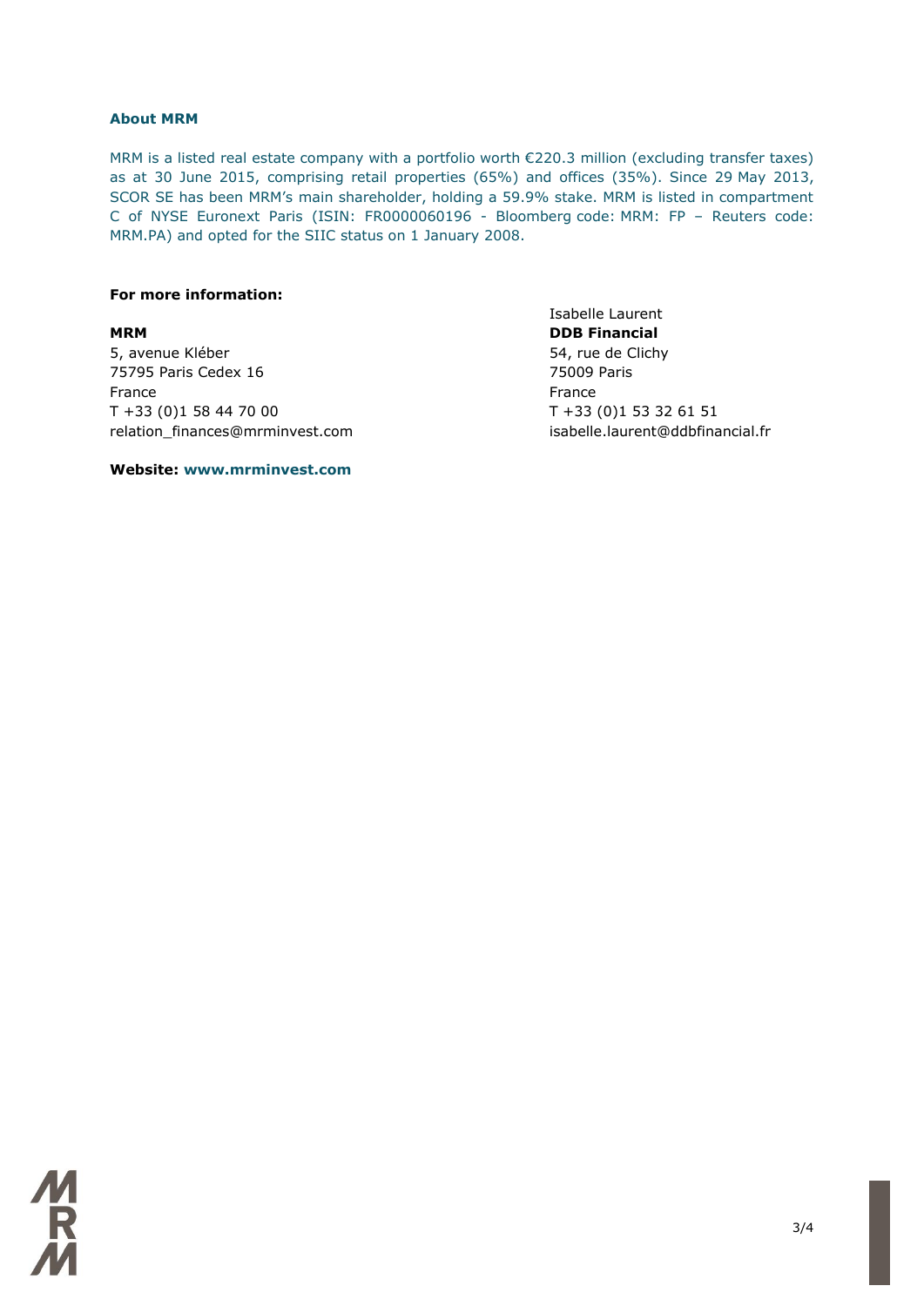## About MRM

MRM is a listed real estate company with a portfolio worth €220.3 million (excluding transfer taxes) as at 30 June 2015, comprising retail properties (65%) and offices (35%). Since 29 May 2013, SCOR SE has been MRM's main shareholder, holding a 59.9% stake. MRM is listed in compartment C of NYSE Euronext Paris (ISIN: FR0000060196 - Bloomberg code: MRM: FP – Reuters code: MRM.PA) and opted for the SIIC status on 1 January 2008.

**For more information:**

**MRM**
5, avenue Kléber
75795 Paris Cedex 16
France
T +33 (0)1 58 44 70 00
relation_finances@mrminvest.com

Isabelle Laurent
**DDB Financial**
54, rue de Clichy
75009 Paris
France
T +33 (0)1 53 32 61 51
isabelle.laurent@ddbfinancial.fr

**Website: www.mrminvest.com**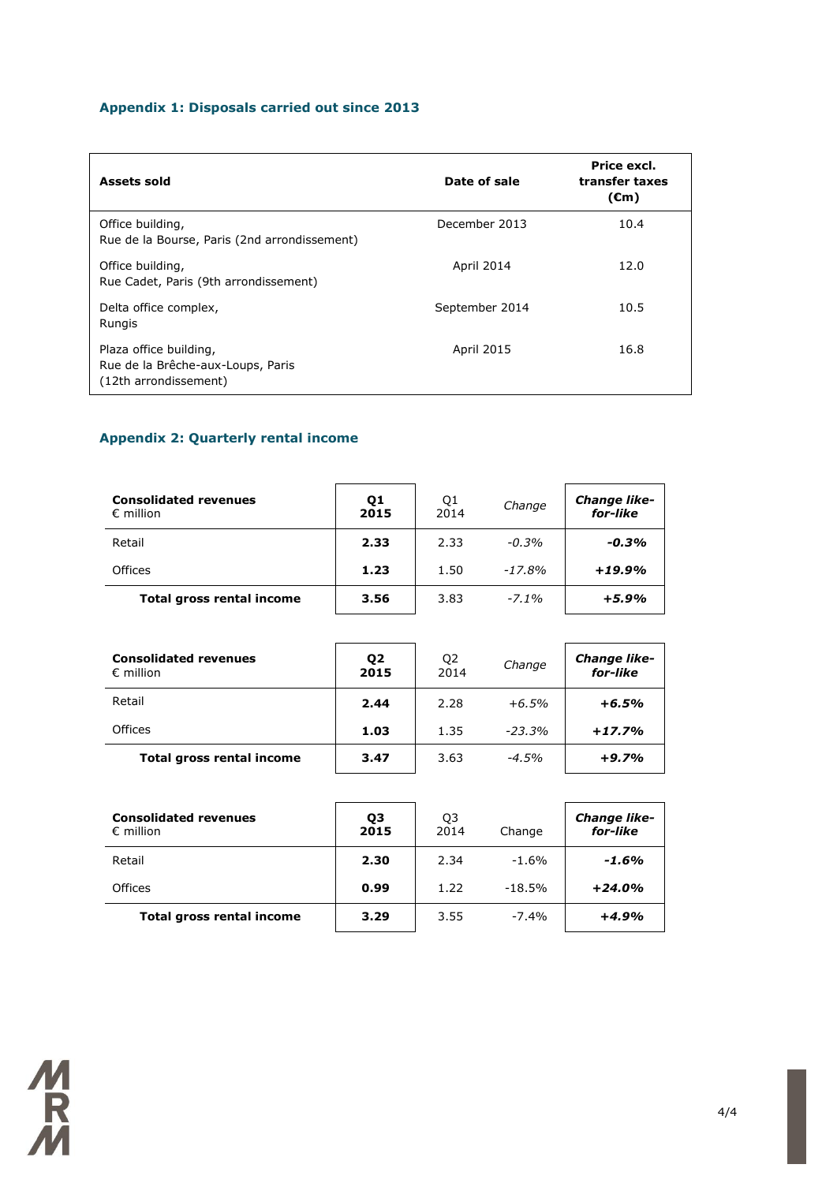### Appendix 1: Disposals carried out since 2013

| Assets sold | Date of sale | Price excl. transfer taxes (€m) |
| --- | --- | --- |
| Office building, Rue de la Bourse, Paris (2nd arrondissement) | December 2013 | 10.4 |
| Office building, Rue Cadet, Paris (9th arrondissement) | April 2014 | 12.0 |
| Delta office complex, Rungis | September 2014 | 10.5 |
| Plaza office building, Rue de la Brêche-aux-Loups, Paris (12th arrondissement) | April 2015 | 16.8 |

### Appendix 2: Quarterly rental income

| **Consolidated revenues** € million | **Q1 2015** | Q1 2014 | *Change* | ***Change like-for-like*** |
| --- | --- | --- | --- | --- |
| Retail | **2.33** | 2.33 | *-0.3%* | ***-0.3%*** |
| Offices | **1.23** | 1.50 | *-17.8%* | ***+19.9%*** |
| **Total gross rental income** | **3.56** | 3.83 | *-7.1%* | ***+5.9%*** |

| **Consolidated revenues** € million | **Q2 2015** | Q2 2014 | *Change* | ***Change like-for-like*** |
| --- | --- | --- | --- | --- |
| Retail | **2.44** | 2.28 | *+6.5%* | ***+6.5%*** |
| Offices | **1.03** | 1.35 | *-23.3%* | ***+17.7%*** |
| **Total gross rental income** | **3.47** | 3.63 | *-4.5%* | ***+9.7%*** |

| **Consolidated revenues** € million | **Q3 2015** | Q3 2014 | Change | ***Change like-for-like*** |
| --- | --- | --- | --- | --- |
| Retail | **2.30** | 2.34 | -1.6% | ***-1.6%*** |
| Offices | **0.99** | 1.22 | -18.5% | ***+24.0%*** |
| **Total gross rental income** | **3.29** | 3.55 | -7.4% | ***+4.9%*** |